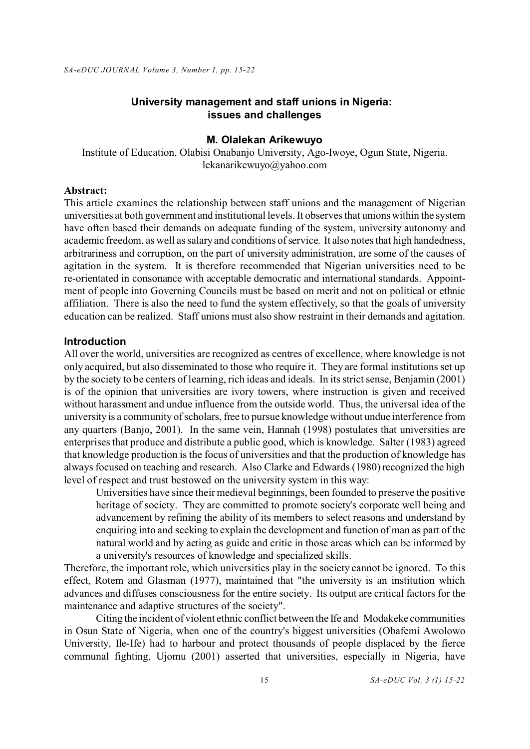# University management and staff unions in Nigeria: issues and challenges

**M. Olalekan Arikewuyo**

Institute of Education, Olabisi Onabanjo University, Ago-Iwoye, Ogun State, Nigeria.
lekanarikewuyo@yahoo.com

**Abstract:**

This article examines the relationship between staff unions and the management of Nigerian universities at both government and institutional levels. It observes that unions within the system have often based their demands on adequate funding of the system, university autonomy and academic freedom, as well as salary and conditions of service. It also notes that high handedness, arbitrariness and corruption, on the part of university administration, are some of the causes of agitation in the system. It is therefore recommended that Nigerian universities need to be re-orientated in consonance with acceptable democratic and international standards. Appointment of people into Governing Councils must be based on merit and not on political or ethnic affiliation. There is also the need to fund the system effectively, so that the goals of university education can be realized. Staff unions must also show restraint in their demands and agitation.

## Introduction

All over the world, universities are recognized as centres of excellence, where knowledge is not only acquired, but also disseminated to those who require it. They are formal institutions set up by the society to be centers of learning, rich ideas and ideals. In its strict sense, Benjamin (2001) is of the opinion that universities are ivory towers, where instruction is given and received without harassment and undue influence from the outside world. Thus, the universal idea of the university is a community of scholars, free to pursue knowledge without undue interference from any quarters (Banjo, 2001). In the same vein, Hannah (1998) postulates that universities are enterprises that produce and distribute a public good, which is knowledge. Salter (1983) agreed that knowledge production is the focus of universities and that the production of knowledge has always focused on teaching and research. Also Clarke and Edwards (1980) recognized the high level of respect and trust bestowed on the university system in this way:

> Universities have since their medieval beginnings, been founded to preserve the positive heritage of society. They are committed to promote society's corporate well being and advancement by refining the ability of its members to select reasons and understand by enquiring into and seeking to explain the development and function of man as part of the natural world and by acting as guide and critic in those areas which can be informed by a university's resources of knowledge and specialized skills.

Therefore, the important role, which universities play in the society cannot be ignored. To this effect, Rotem and Glasman (1977), maintained that "the university is an institution which advances and diffuses consciousness for the entire society. Its output are critical factors for the maintenance and adaptive structures of the society".

Citing the incident of violent ethnic conflict between the Ife and Modakeke communities in Osun State of Nigeria, when one of the country's biggest universities (Obafemi Awolowo University, Ile-Ife) had to harbour and protect thousands of people displaced by the fierce communal fighting, Ujomu (2001) asserted that universities, especially in Nigeria, have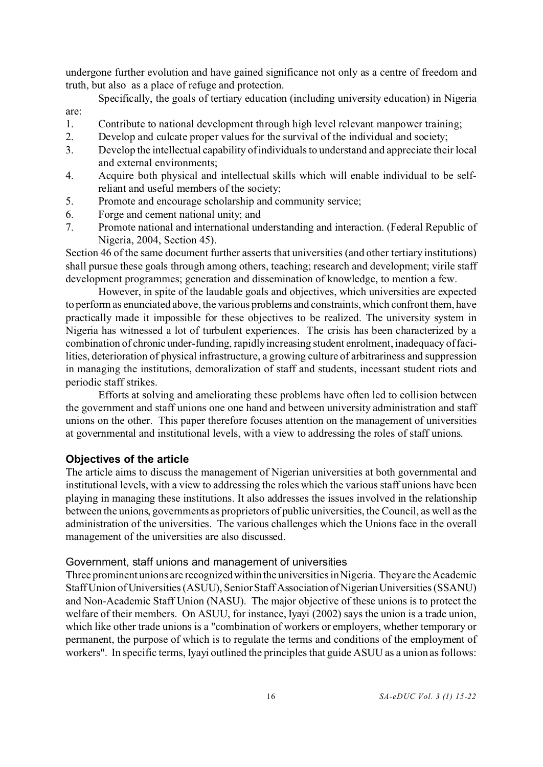undergone further evolution and have gained significance not only as a centre of freedom and truth, but also as a place of refuge and protection.

Specifically, the goals of tertiary education (including university education) in Nigeria are:

1. Contribute to national development through high level relevant manpower training;
2. Develop and culcate proper values for the survival of the individual and society;
3. Develop the intellectual capability of individuals to understand and appreciate their local and external environments;
4. Acquire both physical and intellectual skills which will enable individual to be self-reliant and useful members of the society;
5. Promote and encourage scholarship and community service;
6. Forge and cement national unity; and
7. Promote national and international understanding and interaction. (Federal Republic of Nigeria, 2004, Section 45).

Section 46 of the same document further asserts that universities (and other tertiary institutions) shall pursue these goals through among others, teaching; research and development; virile staff development programmes; generation and dissemination of knowledge, to mention a few.

However, in spite of the laudable goals and objectives, which universities are expected to perform as enunciated above, the various problems and constraints, which confront them, have practically made it impossible for these objectives to be realized. The university system in Nigeria has witnessed a lot of turbulent experiences. The crisis has been characterized by a combination of chronic under-funding, rapidly increasing student enrolment, inadequacy of facilities, deterioration of physical infrastructure, a growing culture of arbitrariness and suppression in managing the institutions, demoralization of staff and students, incessant student riots and periodic staff strikes.

Efforts at solving and ameliorating these problems have often led to collision between the government and staff unions one one hand and between university administration and staff unions on the other. This paper therefore focuses attention on the management of universities at governmental and institutional levels, with a view to addressing the roles of staff unions.

## Objectives of the article

The article aims to discuss the management of Nigerian universities at both governmental and institutional levels, with a view to addressing the roles which the various staff unions have been playing in managing these institutions. It also addresses the issues involved in the relationship between the unions, governments as proprietors of public universities, the Council, as well as the administration of the universities. The various challenges which the Unions face in the overall management of the universities are also discussed.

### Government, staff unions and management of universities

Three prominent unions are recognized within the universities in Nigeria. They are the Academic Staff Union of Universities (ASUU), Senior Staff Association of Nigerian Universities (SSANU) and Non-Academic Staff Union (NASU). The major objective of these unions is to protect the welfare of their members. On ASUU, for instance, Iyayi (2002) says the union is a trade union, which like other trade unions is a "combination of workers or employers, whether temporary or permanent, the purpose of which is to regulate the terms and conditions of the employment of workers". In specific terms, Iyayi outlined the principles that guide ASUU as a union as follows: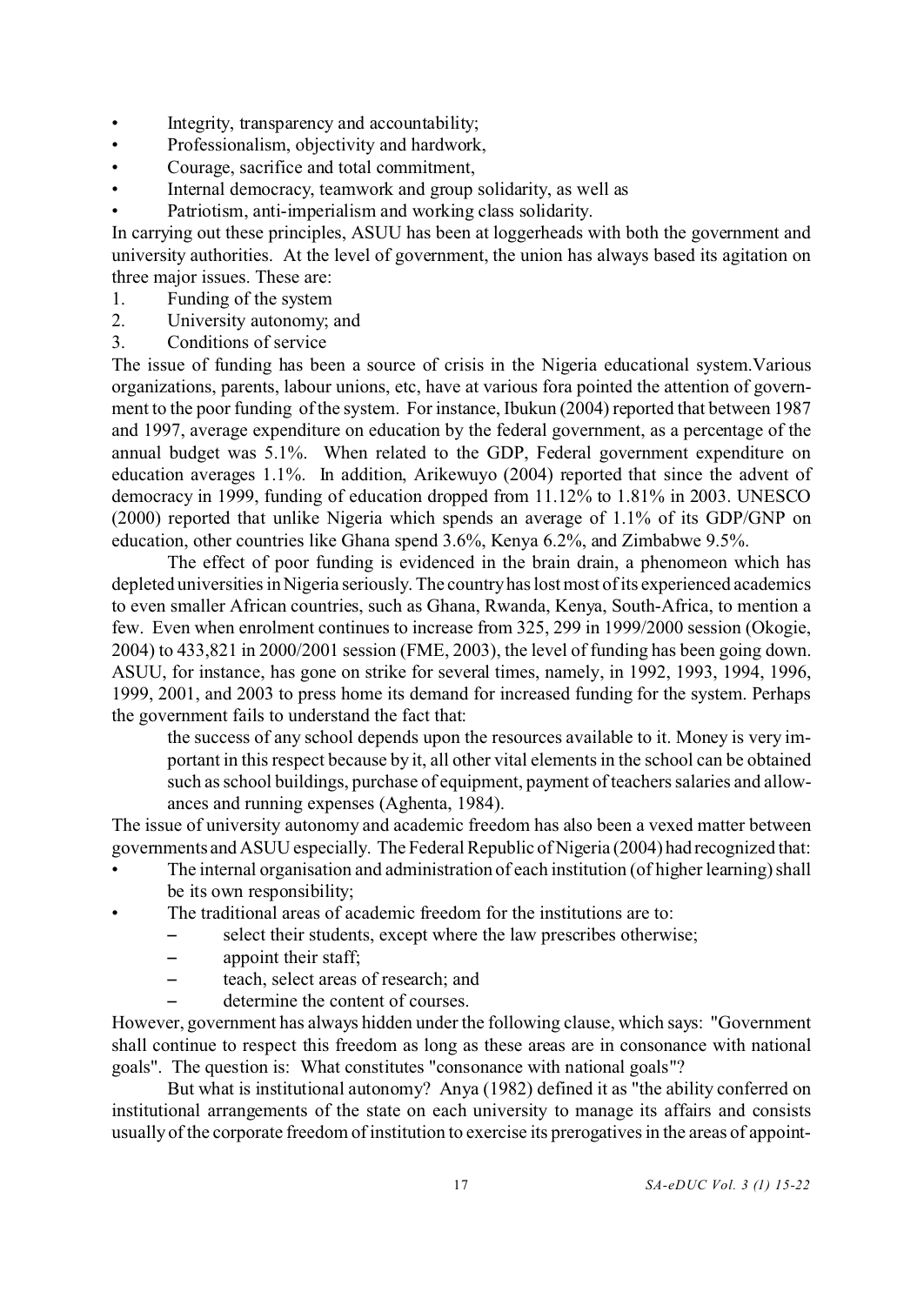- Integrity, transparency and accountability;
- Professionalism, objectivity and hardwork,
- Courage, sacrifice and total commitment,
- Internal democracy, teamwork and group solidarity, as well as
- Patriotism, anti-imperialism and working class solidarity.

In carrying out these principles, ASUU has been at loggerheads with both the government and university authorities. At the level of government, the union has always based its agitation on three major issues. These are:

1. Funding of the system
2. University autonomy; and
3. Conditions of service

The issue of funding has been a source of crisis in the Nigeria educational system.Various organizations, parents, labour unions, etc, have at various fora pointed the attention of government to the poor funding of the system. For instance, Ibukun (2004) reported that between 1987 and 1997, average expenditure on education by the federal government, as a percentage of the annual budget was 5.1%. When related to the GDP, Federal government expenditure on education averages 1.1%. In addition, Arikewuyo (2004) reported that since the advent of democracy in 1999, funding of education dropped from 11.12% to 1.81% in 2003. UNESCO (2000) reported that unlike Nigeria which spends an average of 1.1% of its GDP/GNP on education, other countries like Ghana spend 3.6%, Kenya 6.2%, and Zimbabwe 9.5%.

The effect of poor funding is evidenced in the brain drain, a phenomeon which has depleted universities in Nigeria seriously. The country has lost most of its experienced academics to even smaller African countries, such as Ghana, Rwanda, Kenya, South-Africa, to mention a few. Even when enrolment continues to increase from 325, 299 in 1999/2000 session (Okogie, 2004) to 433,821 in 2000/2001 session (FME, 2003), the level of funding has been going down. ASUU, for instance, has gone on strike for several times, namely, in 1992, 1993, 1994, 1996, 1999, 2001, and 2003 to press home its demand for increased funding for the system. Perhaps the government fails to understand the fact that:

> the success of any school depends upon the resources available to it. Money is very important in this respect because by it, all other vital elements in the school can be obtained such as school buildings, purchase of equipment, payment of teachers salaries and allowances and running expenses (Aghenta, 1984).

The issue of university autonomy and academic freedom has also been a vexed matter between governments and ASUU especially. The Federal Republic of Nigeria (2004) had recognized that:

- The internal organisation and administration of each institution (of higher learning) shall be its own responsibility;
- The traditional areas of academic freedom for the institutions are to:
  - select their students, except where the law prescribes otherwise;
  - appoint their staff;
  - teach, select areas of research; and
  - determine the content of courses.

However, government has always hidden under the following clause, which says: "Government shall continue to respect this freedom as long as these areas are in consonance with national goals". The question is: What constitutes "consonance with national goals"?

But what is institutional autonomy? Anya (1982) defined it as "the ability conferred on institutional arrangements of the state on each university to manage its affairs and consists usually of the corporate freedom of institution to exercise its prerogatives in the areas of appoint-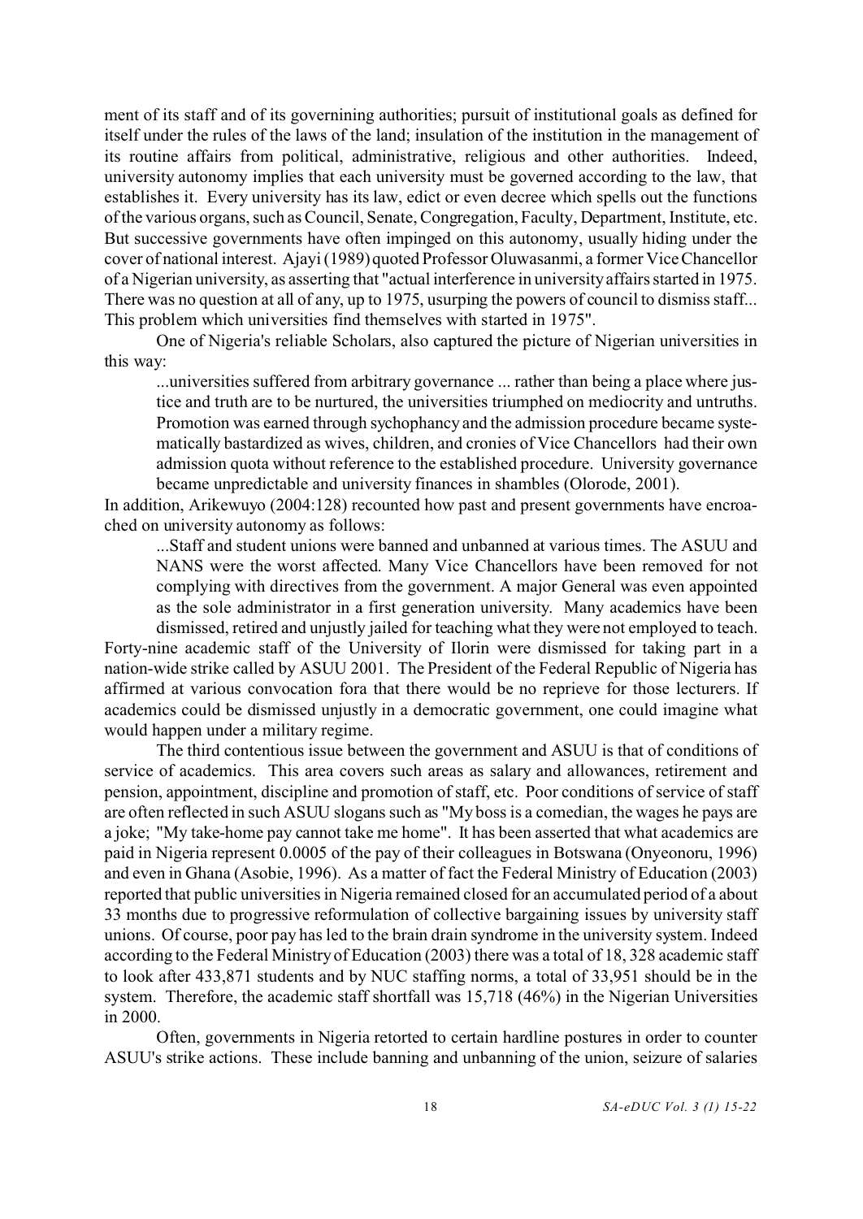ment of its staff and of its governining authorities; pursuit of institutional goals as defined for itself under the rules of the laws of the land; insulation of the institution in the management of its routine affairs from political, administrative, religious and other authorities. Indeed, university autonomy implies that each university must be governed according to the law, that establishes it. Every university has its law, edict or even decree which spells out the functions of the various organs, such as Council, Senate, Congregation, Faculty, Department, Institute, etc. But successive governments have often impinged on this autonomy, usually hiding under the cover of national interest. Ajayi (1989) quoted Professor Oluwasanmi, a former Vice Chancellor of a Nigerian university, as asserting that "actual interference in university affairs started in 1975. There was no question at all of any, up to 1975, usurping the powers of council to dismiss staff... This problem which universities find themselves with started in 1975".

One of Nigeria's reliable Scholars, also captured the picture of Nigerian universities in this way:

> ...universities suffered from arbitrary governance ... rather than being a place where justice and truth are to be nurtured, the universities triumphed on mediocrity and untruths. Promotion was earned through sychophancy and the admission procedure became systematically bastardized as wives, children, and cronies of Vice Chancellors had their own admission quota without reference to the established procedure. University governance became unpredictable and university finances in shambles (Olorode, 2001).

In addition, Arikewuyo (2004:128) recounted how past and present governments have encroached on university autonomy as follows:

> ...Staff and student unions were banned and unbanned at various times. The ASUU and NANS were the worst affected. Many Vice Chancellors have been removed for not complying with directives from the government. A major General was even appointed as the sole administrator in a first generation university. Many academics have been dismissed, retired and unjustly jailed for teaching what they were not employed to teach.

Forty-nine academic staff of the University of Ilorin were dismissed for taking part in a nation-wide strike called by ASUU 2001. The President of the Federal Republic of Nigeria has affirmed at various convocation fora that there would be no reprieve for those lecturers. If academics could be dismissed unjustly in a democratic government, one could imagine what would happen under a military regime.

The third contentious issue between the government and ASUU is that of conditions of service of academics. This area covers such areas as salary and allowances, retirement and pension, appointment, discipline and promotion of staff, etc. Poor conditions of service of staff are often reflected in such ASUU slogans such as "My boss is a comedian, the wages he pays are a joke; "My take-home pay cannot take me home". It has been asserted that what academics are paid in Nigeria represent 0.0005 of the pay of their colleagues in Botswana (Onyeonoru, 1996) and even in Ghana (Asobie, 1996). As a matter of fact the Federal Ministry of Education (2003) reported that public universities in Nigeria remained closed for an accumulated period of a about 33 months due to progressive reformulation of collective bargaining issues by university staff unions. Of course, poor pay has led to the brain drain syndrome in the university system. Indeed according to the Federal Ministry of Education (2003) there was a total of 18, 328 academic staff to look after 433,871 students and by NUC staffing norms, a total of 33,951 should be in the system. Therefore, the academic staff shortfall was 15,718 (46%) in the Nigerian Universities in 2000.

Often, governments in Nigeria retorted to certain hardline postures in order to counter ASUU's strike actions. These include banning and unbanning of the union, seizure of salaries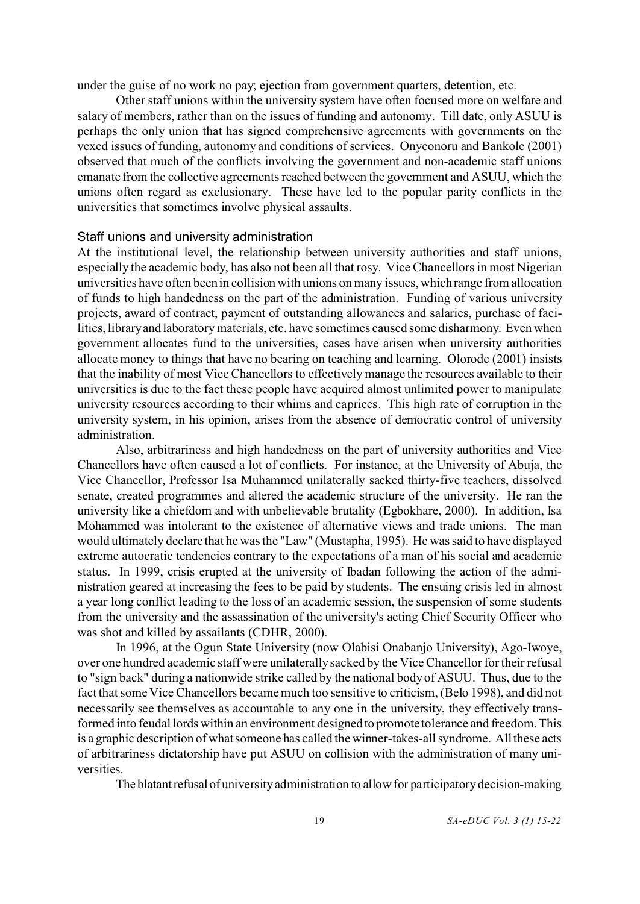under the guise of no work no pay; ejection from government quarters, detention, etc.

Other staff unions within the university system have often focused more on welfare and salary of members, rather than on the issues of funding and autonomy. Till date, only ASUU is perhaps the only union that has signed comprehensive agreements with governments on the vexed issues of funding, autonomy and conditions of services. Onyeonoru and Bankole (2001) observed that much of the conflicts involving the government and non-academic staff unions emanate from the collective agreements reached between the government and ASUU, which the unions often regard as exclusionary. These have led to the popular parity conflicts in the universities that sometimes involve physical assaults.

## Staff unions and university administration

At the institutional level, the relationship between university authorities and staff unions, especially the academic body, has also not been all that rosy. Vice Chancellors in most Nigerian universities have often been in collision with unions on many issues, which range from allocation of funds to high handedness on the part of the administration. Funding of various university projects, award of contract, payment of outstanding allowances and salaries, purchase of facilities, library and laboratory materials, etc. have sometimes caused some disharmony. Even when government allocates fund to the universities, cases have arisen when university authorities allocate money to things that have no bearing on teaching and learning. Olorode (2001) insists that the inability of most Vice Chancellors to effectively manage the resources available to their universities is due to the fact these people have acquired almost unlimited power to manipulate university resources according to their whims and caprices. This high rate of corruption in the university system, in his opinion, arises from the absence of democratic control of university administration.

Also, arbitrariness and high handedness on the part of university authorities and Vice Chancellors have often caused a lot of conflicts. For instance, at the University of Abuja, the Vice Chancellor, Professor Isa Muhammed unilaterally sacked thirty-five teachers, dissolved senate, created programmes and altered the academic structure of the university. He ran the university like a chiefdom and with unbelievable brutality (Egbokhare, 2000). In addition, Isa Mohammed was intolerant to the existence of alternative views and trade unions. The man would ultimately declare that he was the "Law" (Mustapha, 1995). He was said to have displayed extreme autocratic tendencies contrary to the expectations of a man of his social and academic status. In 1999, crisis erupted at the university of Ibadan following the action of the administration geared at increasing the fees to be paid by students. The ensuing crisis led in almost a year long conflict leading to the loss of an academic session, the suspension of some students from the university and the assassination of the university's acting Chief Security Officer who was shot and killed by assailants (CDHR, 2000).

In 1996, at the Ogun State University (now Olabisi Onabanjo University), Ago-Iwoye, over one hundred academic staff were unilaterally sacked by the Vice Chancellor for their refusal to "sign back" during a nationwide strike called by the national body of ASUU. Thus, due to the fact that some Vice Chancellors became much too sensitive to criticism, (Belo 1998), and did not necessarily see themselves as accountable to any one in the university, they effectively transformed into feudal lords within an environment designed to promote tolerance and freedom. This is a graphic description of what someone has called the winner-takes-all syndrome. All these acts of arbitrariness dictatorship have put ASUU on collision with the administration of many universities.

The blatant refusal of university administration to allow for participatory decision-making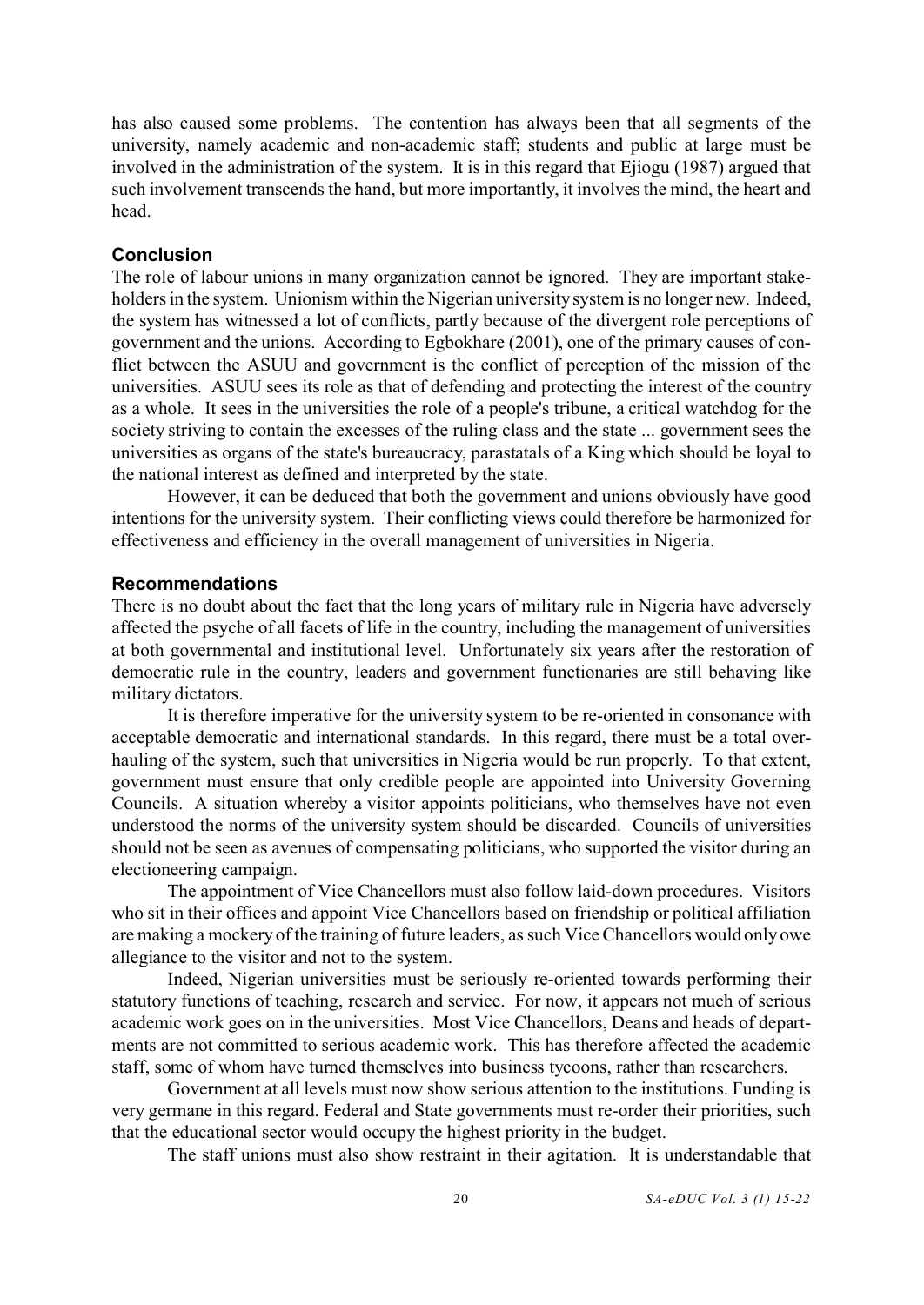has also caused some problems. The contention has always been that all segments of the university, namely academic and non-academic staff; students and public at large must be involved in the administration of the system. It is in this regard that Ejiogu (1987) argued that such involvement transcends the hand, but more importantly, it involves the mind, the heart and head.

## Conclusion

The role of labour unions in many organization cannot be ignored. They are important stakeholders in the system. Unionism within the Nigerian university system is no longer new. Indeed, the system has witnessed a lot of conflicts, partly because of the divergent role perceptions of government and the unions. According to Egbokhare (2001), one of the primary causes of conflict between the ASUU and government is the conflict of perception of the mission of the universities. ASUU sees its role as that of defending and protecting the interest of the country as a whole. It sees in the universities the role of a people's tribune, a critical watchdog for the society striving to contain the excesses of the ruling class and the state ... government sees the universities as organs of the state's bureaucracy, parastatals of a King which should be loyal to the national interest as defined and interpreted by the state.

However, it can be deduced that both the government and unions obviously have good intentions for the university system. Their conflicting views could therefore be harmonized for effectiveness and efficiency in the overall management of universities in Nigeria.

## Recommendations

There is no doubt about the fact that the long years of military rule in Nigeria have adversely affected the psyche of all facets of life in the country, including the management of universities at both governmental and institutional level. Unfortunately six years after the restoration of democratic rule in the country, leaders and government functionaries are still behaving like military dictators.

It is therefore imperative for the university system to be re-oriented in consonance with acceptable democratic and international standards. In this regard, there must be a total overhauling of the system, such that universities in Nigeria would be run properly. To that extent, government must ensure that only credible people are appointed into University Governing Councils. A situation whereby a visitor appoints politicians, who themselves have not even understood the norms of the university system should be discarded. Councils of universities should not be seen as avenues of compensating politicians, who supported the visitor during an electioneering campaign.

The appointment of Vice Chancellors must also follow laid-down procedures. Visitors who sit in their offices and appoint Vice Chancellors based on friendship or political affiliation are making a mockery of the training of future leaders, as such Vice Chancellors would only owe allegiance to the visitor and not to the system.

Indeed, Nigerian universities must be seriously re-oriented towards performing their statutory functions of teaching, research and service. For now, it appears not much of serious academic work goes on in the universities. Most Vice Chancellors, Deans and heads of departments are not committed to serious academic work. This has therefore affected the academic staff, some of whom have turned themselves into business tycoons, rather than researchers.

Government at all levels must now show serious attention to the institutions. Funding is very germane in this regard. Federal and State governments must re-order their priorities, such that the educational sector would occupy the highest priority in the budget.

The staff unions must also show restraint in their agitation. It is understandable that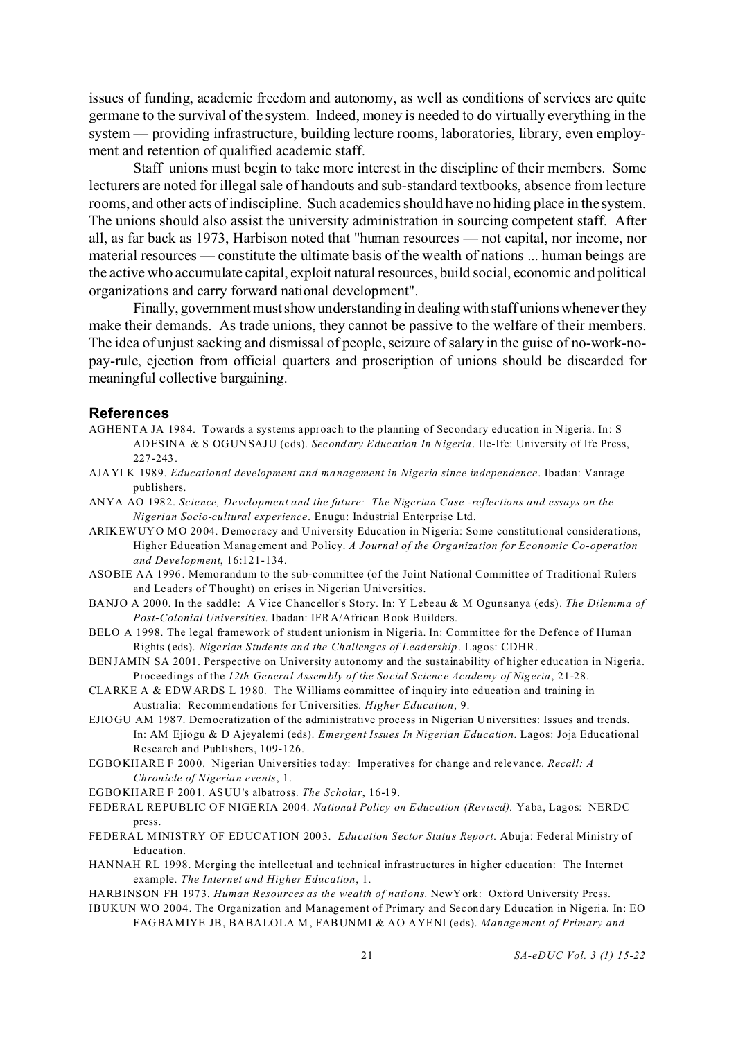issues of funding, academic freedom and autonomy, as well as conditions of services are quite germane to the survival of the system. Indeed, money is needed to do virtually everything in the system — providing infrastructure, building lecture rooms, laboratories, library, even employment and retention of qualified academic staff.

Staff unions must begin to take more interest in the discipline of their members. Some lecturers are noted for illegal sale of handouts and sub-standard textbooks, absence from lecture rooms, and other acts of indiscipline. Such academics should have no hiding place in the system. The unions should also assist the university administration in sourcing competent staff. After all, as far back as 1973, Harbison noted that "human resources — not capital, nor income, nor material resources — constitute the ultimate basis of the wealth of nations ... human beings are the active who accumulate capital, exploit natural resources, build social, economic and political organizations and carry forward national development".

Finally, government must show understanding in dealing with staff unions whenever they make their demands. As trade unions, they cannot be passive to the welfare of their members. The idea of unjust sacking and dismissal of people, seizure of salary in the guise of no-work-no-pay-rule, ejection from official quarters and proscription of unions should be discarded for meaningful collective bargaining.

## References

AGHENTA JA 1984. Towards a systems approach to the planning of Secondary education in Nigeria. In: S ADESINA & S OGUNSAJU (eds). *Secondary Education In Nigeria*. Ile-Ife: University of Ife Press, 227-243.

AJAYI K 1989. *Educational development and management in Nigeria since independence*. Ibadan: Vantage publishers.

ANYA AO 1982. *Science, Development and the future: The Nigerian Case -reflections and essays on the Nigerian Socio-cultural experience*. Enugu: Industrial Enterprise Ltd.

ARIKEWUYO MO 2004. Democracy and University Education in Nigeria: Some constitutional considerations, Higher Education Management and Policy. *A Journal of the Organization for Economic Co-operation and Development*, 16:121-134.

ASOBIE AA 1996. Memorandum to the sub-committee (of the Joint National Committee of Traditional Rulers and Leaders of Thought) on crises in Nigerian Universities.

BANJO A 2000. In the saddle: A Vice Chancellor's Story. In: Y Lebeau & M Ogunsanya (eds). *The Dilemma of Post-Colonial Universities.* Ibadan: IFRA/African Book Builders.

BELO A 1998. The legal framework of student unionism in Nigeria. In: Committee for the Defence of Human Rights (eds). *Nigerian Students and the Challenges of Leadership*. Lagos: CDHR.

BENJAMIN SA 2001. Perspective on University autonomy and the sustainability of higher education in Nigeria. Proceedings of the *12th General Assembly of the Social Science Academy of Nigeria*, 21-28.

CLARKE A & EDWARDS L 1980. The Williams committee of inquiry into education and training in Australia: Recommendations for Universities. *Higher Education*, 9.

EJIOGU AM 1987. Democratization of the administrative process in Nigerian Universities: Issues and trends. In: AM Ejiogu & D Ajeyalemi (eds). *Emergent Issues In Nigerian Education.* Lagos: Joja Educational Research and Publishers, 109-126.

EGBOKHARE F 2000. Nigerian Universities today: Imperatives for change and relevance. *Recall: A Chronicle of Nigerian events*, 1.

EGBOKHARE F 2001. ASUU's albatross. *The Scholar*, 16-19.

FEDERAL REPUBLIC OF NIGERIA 2004. *National Policy on Education (Revised).* Yaba, Lagos: NERDC press.

FEDERAL MINISTRY OF EDUCATION 2003. *Education Sector Status Report*. Abuja: Federal Ministry of Education.

HANNAH RL 1998. Merging the intellectual and technical infrastructures in higher education: The Internet example. *The Internet and Higher Education*, 1.

HARBINSON FH 1973. *Human Resources as the wealth of nations.* NewYork: Oxford University Press.

IBUKUN WO 2004. The Organization and Management of Primary and Secondary Education in Nigeria. In: EO FAGBAMIYE JB, BABALOLA M, FABUNMI & AO AYENI (eds). *Management of Primary and*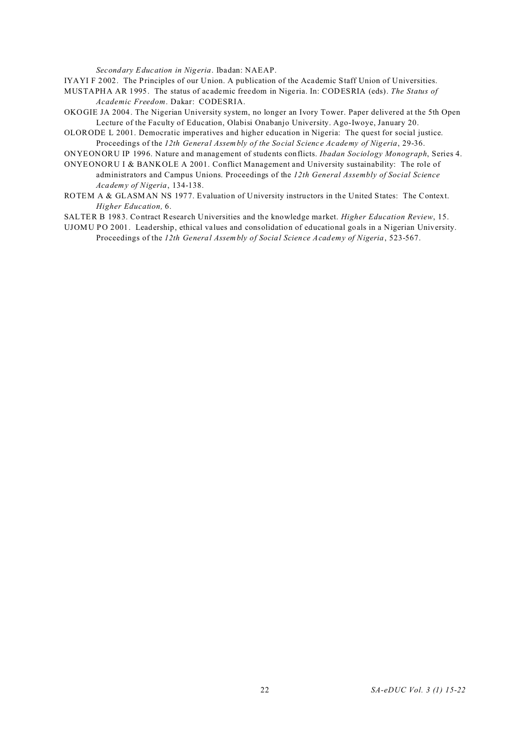*Secondary Education in Nigeria*. Ibadan: NAEAP.

IYAYI F 2002. The Principles of our Union. A publication of the Academic Staff Union of Universities.

MUSTAPHA AR 1995. The status of academic freedom in Nigeria. In: CODESRIA (eds). *The Status of Academic Freedom*. Dakar: CODESRIA.

OKOGIE JA 2004. The Nigerian University system, no longer an Ivory Tower. Paper delivered at the 5th Open Lecture of the Faculty of Education, Olabisi Onabanjo University. Ago-Iwoye, January 20.

OLORODE L 2001. Democratic imperatives and higher education in Nigeria: The quest for social justice. Proceedings of the *12th General Assembly of the Social Science Academy of Nigeria*, 29-36.

ONYEONORU IP 1996. Nature and management of students conflicts. *Ibadan Sociology Monograph*, Series 4.

ONYEONORU I & BANKOLE A 2001. Conflict Management and University sustainability: The role of administrators and Campus Unions. Proceedings of the *12th General Assembly of Social Science Academy of Nigeria*, 134-138.

ROTEM A & GLASMAN NS 1977. Evaluation of University instructors in the United States: The Context. *Higher Education,* 6.

SALTER B 1983. Contract Research Universities and the knowledge market. *Higher Education Review*, 15.

UJOMU PO 2001. Leadership, ethical values and consolidation of educational goals in a Nigerian University. Proceedings of the *12th General Assembly of Social Science Academy of Nigeria*, 523-567.